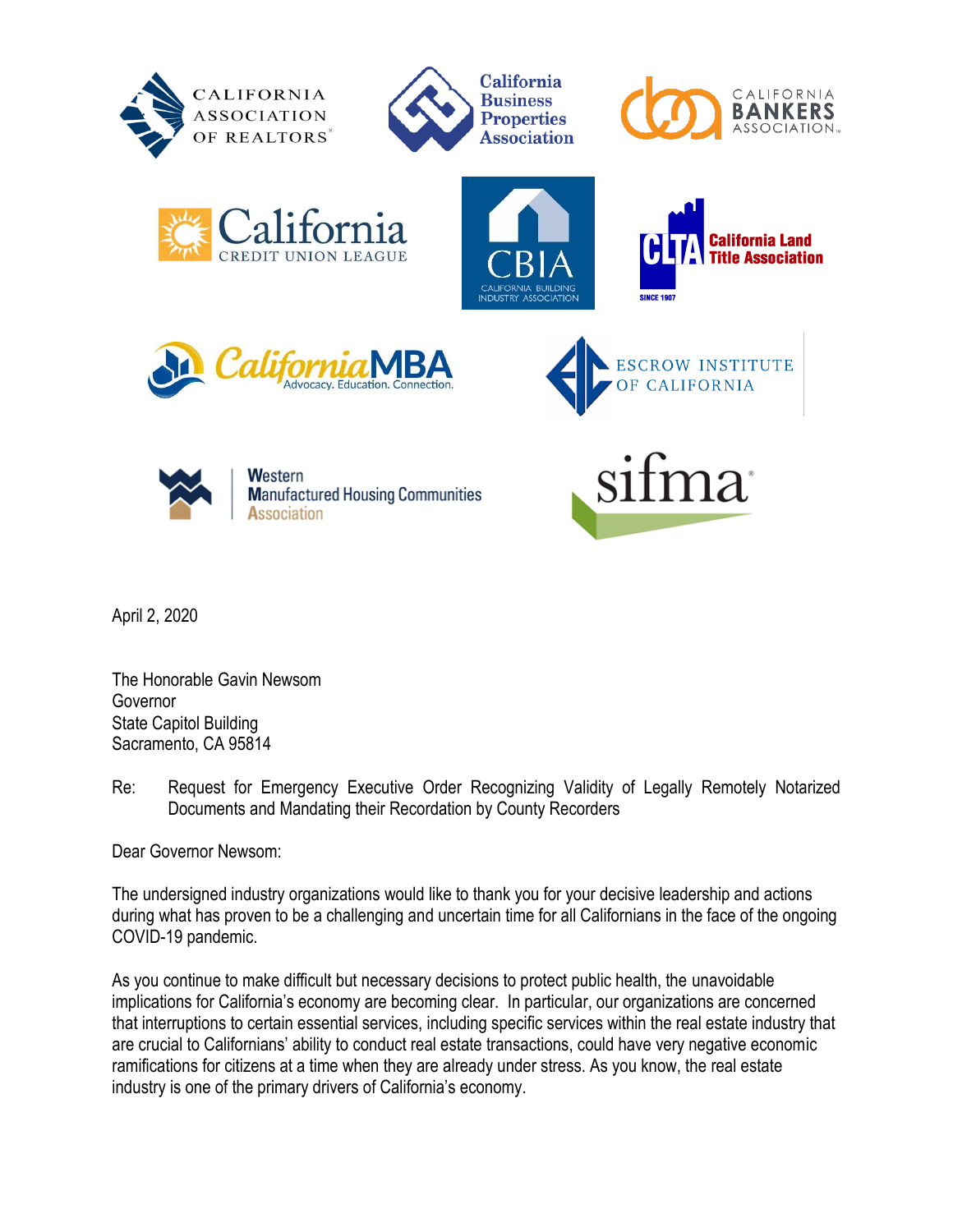April 2, 2020

The Honorable Gavin Newsom
Governor
State Capitol Building
Sacramento, CA 95814

Re: Request for Emergency Executive Order Recognizing Validity of Legally Remotely Notarized Documents and Mandating their Recordation by County Recorders

Dear Governor Newsom:

The undersigned industry organizations would like to thank you for your decisive leadership and actions during what has proven to be a challenging and uncertain time for all Californians in the face of the ongoing COVID-19 pandemic.

As you continue to make difficult but necessary decisions to protect public health, the unavoidable implications for California's economy are becoming clear. In particular, our organizations are concerned that interruptions to certain essential services, including specific services within the real estate industry that are crucial to Californians' ability to conduct real estate transactions, could have very negative economic ramifications for citizens at a time when they are already under stress. As you know, the real estate industry is one of the primary drivers of California's economy.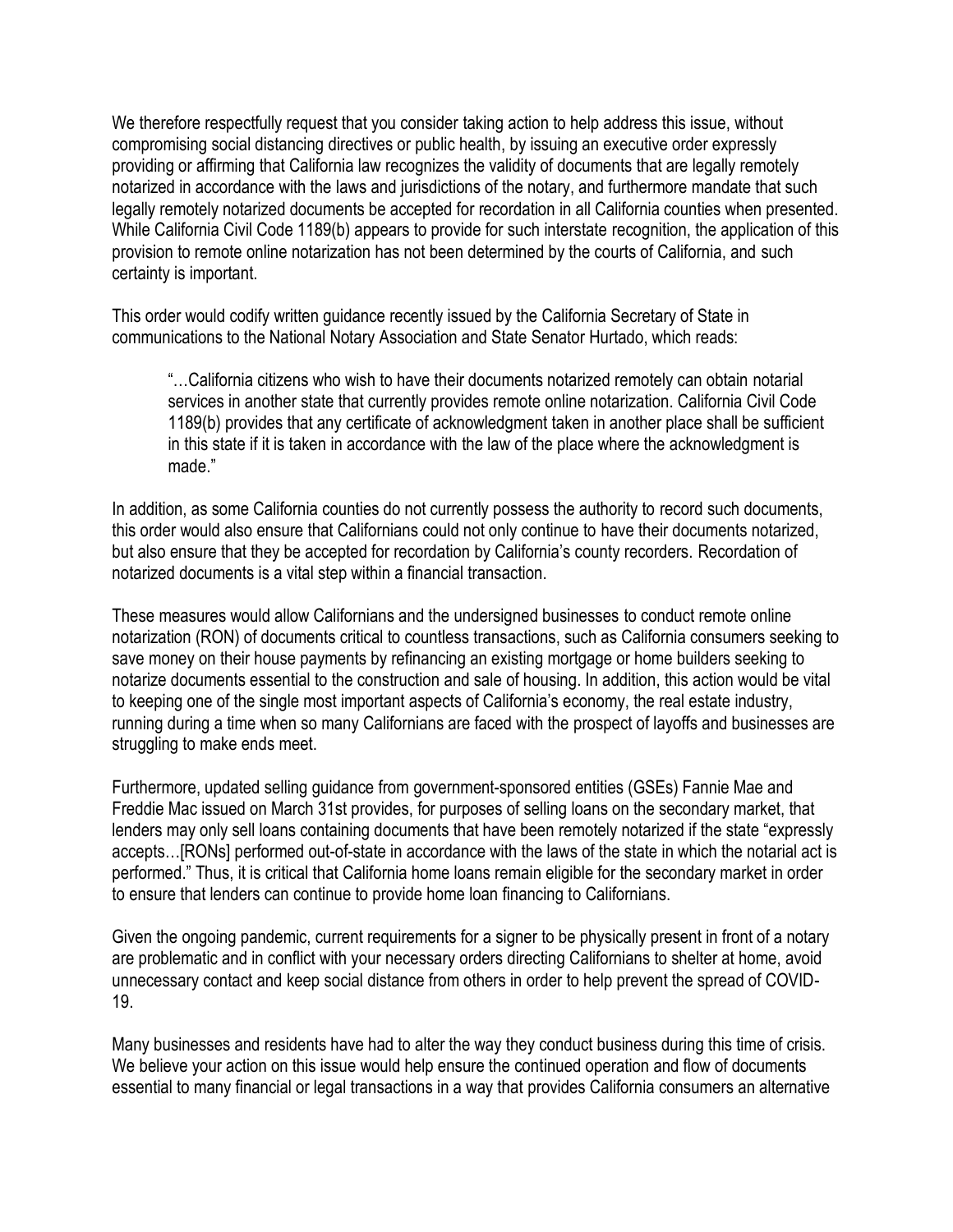We therefore respectfully request that you consider taking action to help address this issue, without compromising social distancing directives or public health, by issuing an executive order expressly providing or affirming that California law recognizes the validity of documents that are legally remotely notarized in accordance with the laws and jurisdictions of the notary, and furthermore mandate that such legally remotely notarized documents be accepted for recordation in all California counties when presented. While California Civil Code 1189(b) appears to provide for such interstate recognition, the application of this provision to remote online notarization has not been determined by the courts of California, and such certainty is important.

This order would codify written guidance recently issued by the California Secretary of State in communications to the National Notary Association and State Senator Hurtado, which reads:

> "…California citizens who wish to have their documents notarized remotely can obtain notarial services in another state that currently provides remote online notarization. California Civil Code 1189(b) provides that any certificate of acknowledgment taken in another place shall be sufficient in this state if it is taken in accordance with the law of the place where the acknowledgment is made."

In addition, as some California counties do not currently possess the authority to record such documents, this order would also ensure that Californians could not only continue to have their documents notarized, but also ensure that they be accepted for recordation by California's county recorders. Recordation of notarized documents is a vital step within a financial transaction.

These measures would allow Californians and the undersigned businesses to conduct remote online notarization (RON) of documents critical to countless transactions, such as California consumers seeking to save money on their house payments by refinancing an existing mortgage or home builders seeking to notarize documents essential to the construction and sale of housing. In addition, this action would be vital to keeping one of the single most important aspects of California's economy, the real estate industry, running during a time when so many Californians are faced with the prospect of layoffs and businesses are struggling to make ends meet.

Furthermore, updated selling guidance from government-sponsored entities (GSEs) Fannie Mae and Freddie Mac issued on March 31st provides, for purposes of selling loans on the secondary market, that lenders may only sell loans containing documents that have been remotely notarized if the state "expressly accepts…[RONs] performed out-of-state in accordance with the laws of the state in which the notarial act is performed." Thus, it is critical that California home loans remain eligible for the secondary market in order to ensure that lenders can continue to provide home loan financing to Californians.

Given the ongoing pandemic, current requirements for a signer to be physically present in front of a notary are problematic and in conflict with your necessary orders directing Californians to shelter at home, avoid unnecessary contact and keep social distance from others in order to help prevent the spread of COVID-19.

Many businesses and residents have had to alter the way they conduct business during this time of crisis. We believe your action on this issue would help ensure the continued operation and flow of documents essential to many financial or legal transactions in a way that provides California consumers an alternative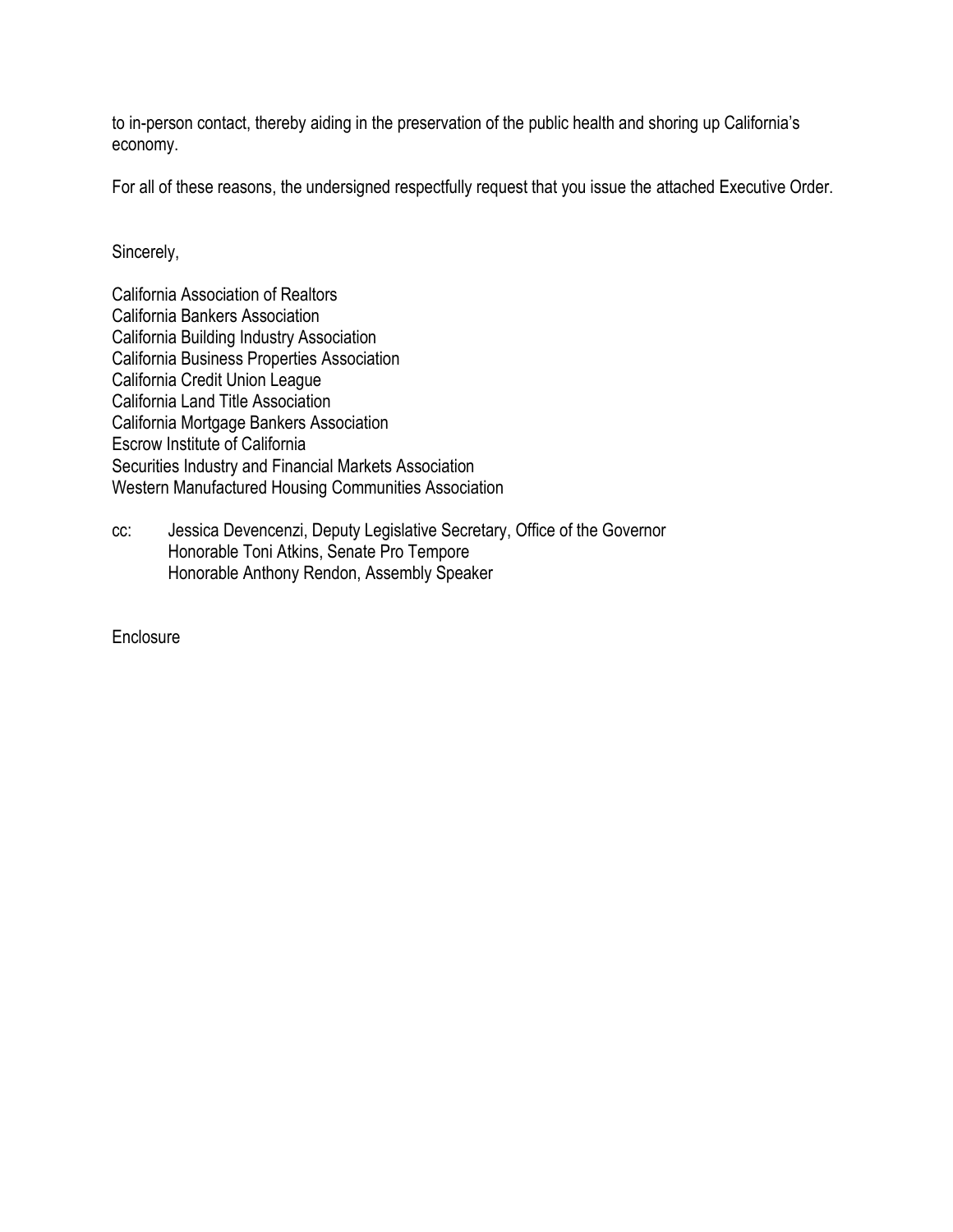to in-person contact, thereby aiding in the preservation of the public health and shoring up California's economy.

For all of these reasons, the undersigned respectfully request that you issue the attached Executive Order.

Sincerely,

California Association of Realtors
California Bankers Association
California Building Industry Association
California Business Properties Association
California Credit Union League
California Land Title Association
California Mortgage Bankers Association
Escrow Institute of California
Securities Industry and Financial Markets Association
Western Manufactured Housing Communities Association

cc: Jessica Devencenzi, Deputy Legislative Secretary, Office of the Governor
Honorable Toni Atkins, Senate Pro Tempore
Honorable Anthony Rendon, Assembly Speaker

Enclosure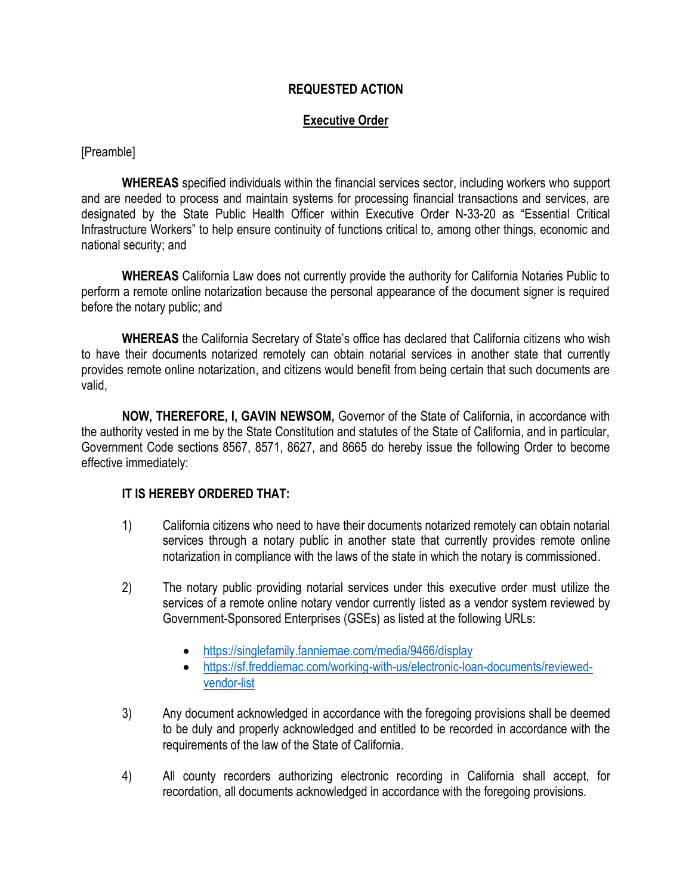**REQUESTED ACTION**

**Executive Order**

[Preamble]

**WHEREAS** specified individuals within the financial services sector, including workers who support and are needed to process and maintain systems for processing financial transactions and services, are designated by the State Public Health Officer within Executive Order N-33-20 as "Essential Critical Infrastructure Workers" to help ensure continuity of functions critical to, among other things, economic and national security; and

**WHEREAS** California Law does not currently provide the authority for California Notaries Public to perform a remote online notarization because the personal appearance of the document signer is required before the notary public; and

**WHEREAS** the California Secretary of State's office has declared that California citizens who wish to have their documents notarized remotely can obtain notarial services in another state that currently provides remote online notarization, and citizens would benefit from being certain that such documents are valid,

**NOW, THEREFORE, I, GAVIN NEWSOM,** Governor of the State of California, in accordance with the authority vested in me by the State Constitution and statutes of the State of California, and in particular, Government Code sections 8567, 8571, 8627, and 8665 do hereby issue the following Order to become effective immediately:

**IT IS HEREBY ORDERED THAT:**

1) California citizens who need to have their documents notarized remotely can obtain notarial services through a notary public in another state that currently provides remote online notarization in compliance with the laws of the state in which the notary is commissioned.

2) The notary public providing notarial services under this executive order must utilize the services of a remote online notary vendor currently listed as a vendor system reviewed by Government-Sponsored Enterprises (GSEs) as listed at the following URLs:

   - https://singlefamily.fanniemae.com/media/9466/display
   - https://sf.freddiemac.com/working-with-us/electronic-loan-documents/reviewed-vendor-list

3) Any document acknowledged in accordance with the foregoing provisions shall be deemed to be duly and properly acknowledged and entitled to be recorded in accordance with the requirements of the law of the State of California.

4) All county recorders authorizing electronic recording in California shall accept, for recordation, all documents acknowledged in accordance with the foregoing provisions.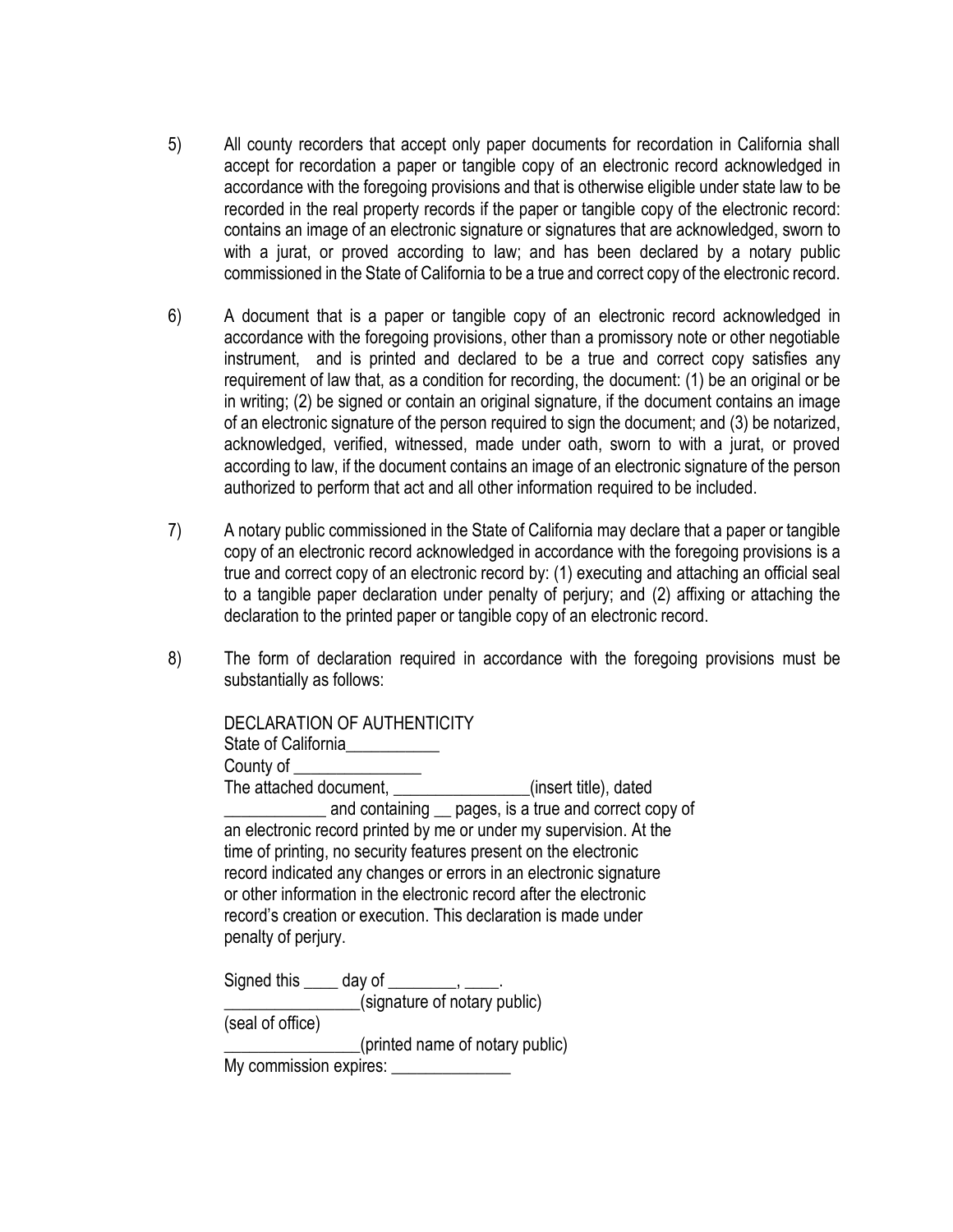5) All county recorders that accept only paper documents for recordation in California shall accept for recordation a paper or tangible copy of an electronic record acknowledged in accordance with the foregoing provisions and that is otherwise eligible under state law to be recorded in the real property records if the paper or tangible copy of the electronic record: contains an image of an electronic signature or signatures that are acknowledged, sworn to with a jurat, or proved according to law; and has been declared by a notary public commissioned in the State of California to be a true and correct copy of the electronic record.

6) A document that is a paper or tangible copy of an electronic record acknowledged in accordance with the foregoing provisions, other than a promissory note or other negotiable instrument, and is printed and declared to be a true and correct copy satisfies any requirement of law that, as a condition for recording, the document: (1) be an original or be in writing; (2) be signed or contain an original signature, if the document contains an image of an electronic signature of the person required to sign the document; and (3) be notarized, acknowledged, verified, witnessed, made under oath, sworn to with a jurat, or proved according to law, if the document contains an image of an electronic signature of the person authorized to perform that act and all other information required to be included.

7) A notary public commissioned in the State of California may declare that a paper or tangible copy of an electronic record acknowledged in accordance with the foregoing provisions is a true and correct copy of an electronic record by: (1) executing and attaching an official seal to a tangible paper declaration under penalty of perjury; and (2) affixing or attaching the declaration to the printed paper or tangible copy of an electronic record.

8) The form of declaration required in accordance with the foregoing provisions must be substantially as follows:

DECLARATION OF AUTHENTICITY
State of California___________
County of _______________
The attached document, ________________(insert title), dated ____________ and containing __ pages, is a true and correct copy of an electronic record printed by me or under my supervision. At the time of printing, no security features present on the electronic record indicated any changes or errors in an electronic signature or other information in the electronic record after the electronic record's creation or execution. This declaration is made under penalty of perjury.

Signed this ____ day of ________, ____.
________________(signature of notary public)
(seal of office)
________________(printed name of notary public)
My commission expires: ______________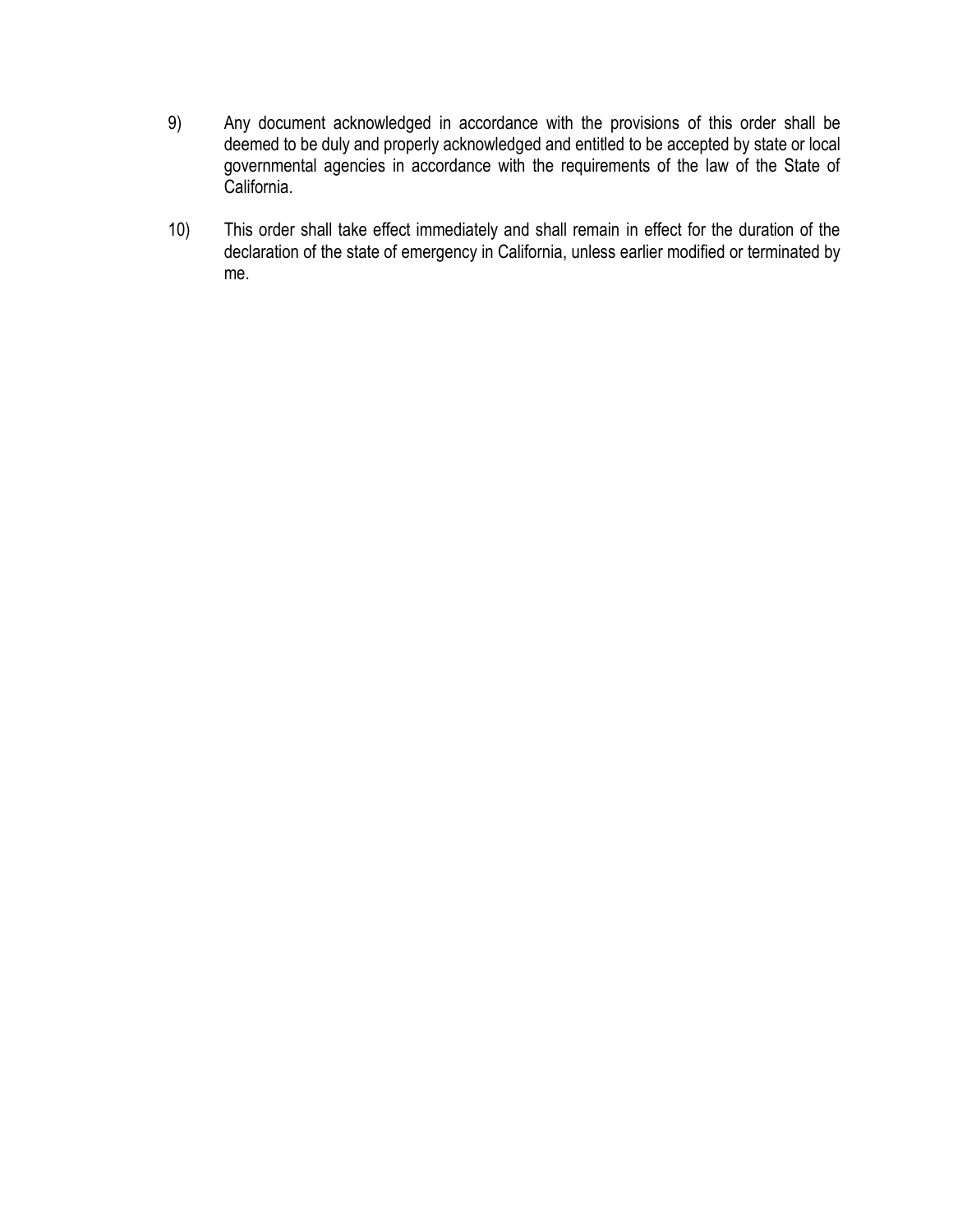9) Any document acknowledged in accordance with the provisions of this order shall be deemed to be duly and properly acknowledged and entitled to be accepted by state or local governmental agencies in accordance with the requirements of the law of the State of California.

10) This order shall take effect immediately and shall remain in effect for the duration of the declaration of the state of emergency in California, unless earlier modified or terminated by me.